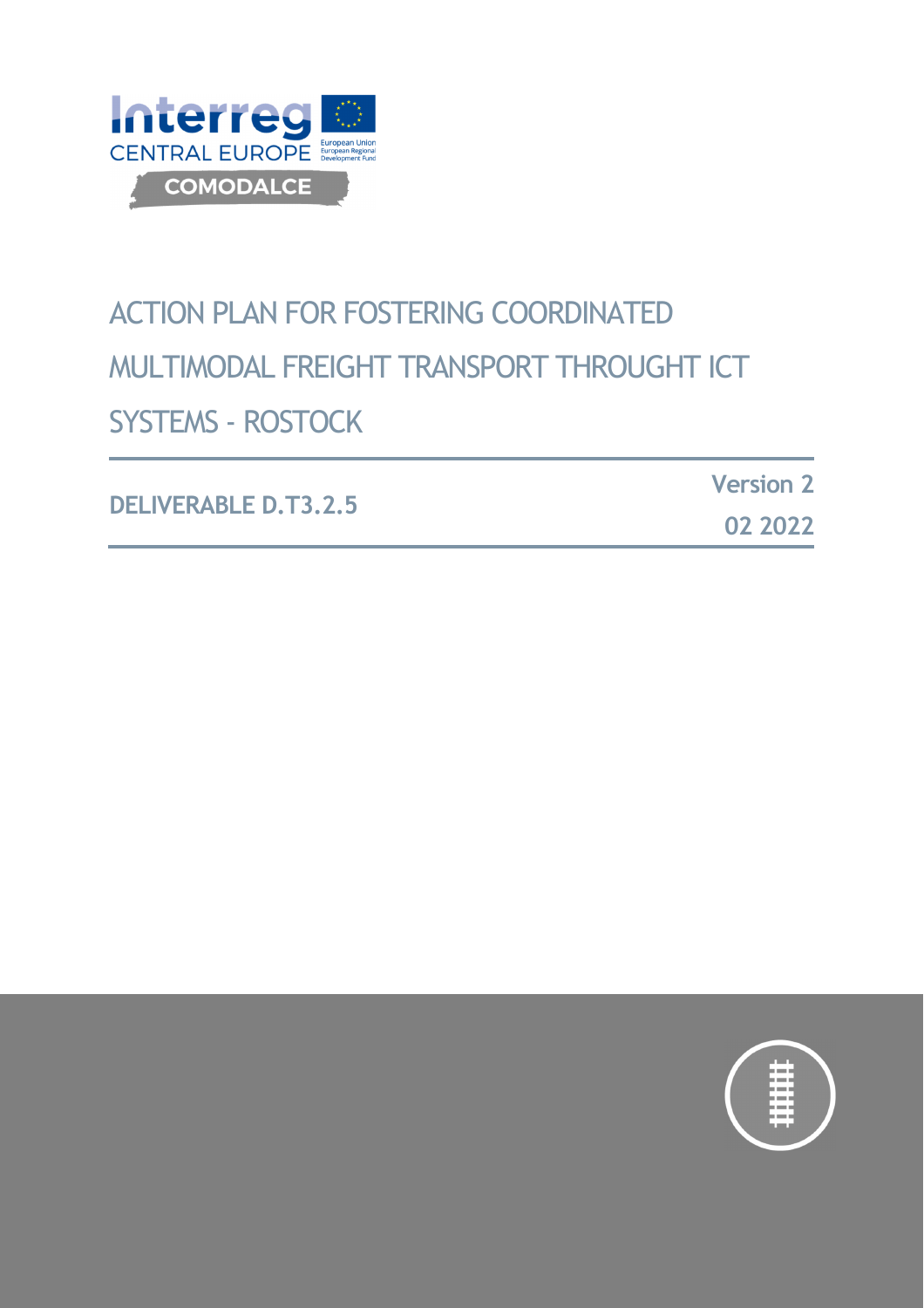Interreg
CENTRAL EUROPE
European Union
European Regional Development Fund
COMODALCE

# ACTION PLAN FOR FOSTERING COORDINATED MULTIMODAL FREIGHT TRANSPORT THROUGHT ICT SYSTEMS - ROSTOCK

**DELIVERABLE D.T3.2.5**

**Version 2**

**02 2022**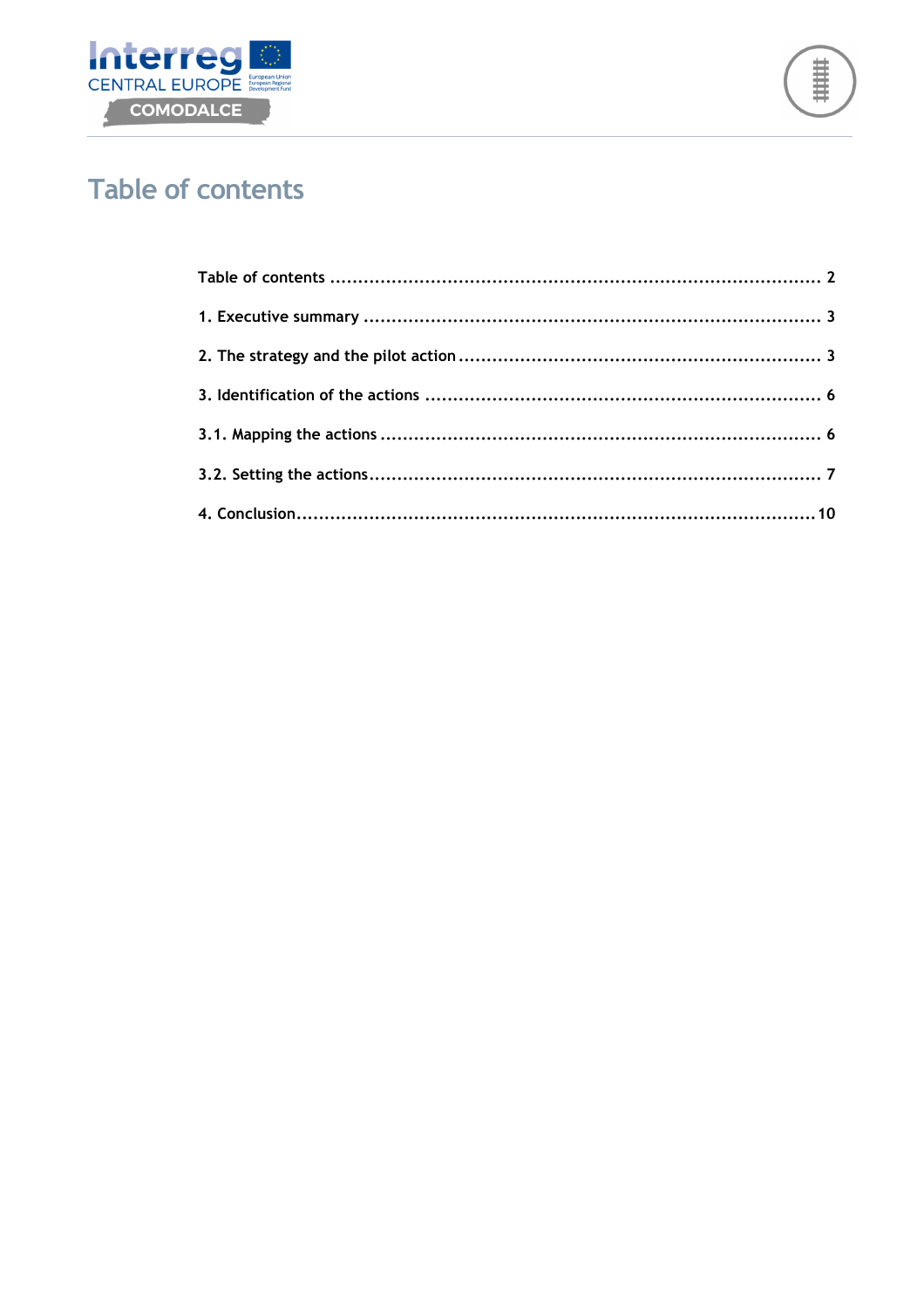# Table of contents

Table of contents ........................................................................................ 2

1. Executive summary ................................................................................. 3

2. The strategy and the pilot action ................................................................ 3

3. Identification of the actions ....................................................................... 6

3.1. Mapping the actions ............................................................................... 6

3.2. Setting the actions................................................................................. 7

4. Conclusion............................................................................................ 10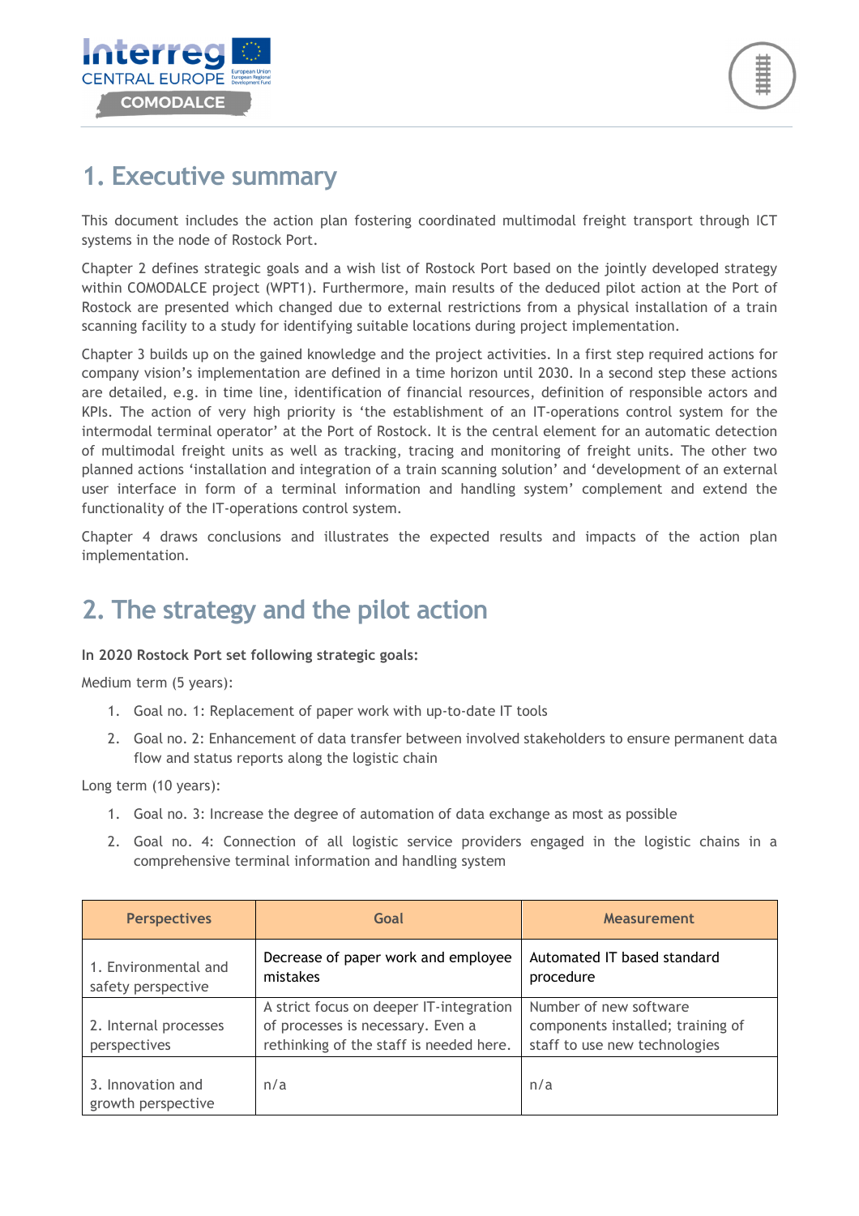# 1. Executive summary

This document includes the action plan fostering coordinated multimodal freight transport through ICT systems in the node of Rostock Port.

Chapter 2 defines strategic goals and a wish list of Rostock Port based on the jointly developed strategy within COMODALCE project (WPT1). Furthermore, main results of the deduced pilot action at the Port of Rostock are presented which changed due to external restrictions from a physical installation of a train scanning facility to a study for identifying suitable locations during project implementation.

Chapter 3 builds up on the gained knowledge and the project activities. In a first step required actions for company vision's implementation are defined in a time horizon until 2030. In a second step these actions are detailed, e.g. in time line, identification of financial resources, definition of responsible actors and KPIs. The action of very high priority is 'the establishment of an IT-operations control system for the intermodal terminal operator' at the Port of Rostock. It is the central element for an automatic detection of multimodal freight units as well as tracking, tracing and monitoring of freight units. The other two planned actions 'installation and integration of a train scanning solution' and 'development of an external user interface in form of a terminal information and handling system' complement and extend the functionality of the IT-operations control system.

Chapter 4 draws conclusions and illustrates the expected results and impacts of the action plan implementation.

# 2. The strategy and the pilot action

**In 2020 Rostock Port set following strategic goals:**

Medium term (5 years):

1. Goal no. 1: Replacement of paper work with up-to-date IT tools
2. Goal no. 2: Enhancement of data transfer between involved stakeholders to ensure permanent data flow and status reports along the logistic chain

Long term (10 years):

1. Goal no. 3: Increase the degree of automation of data exchange as most as possible
2. Goal no. 4: Connection of all logistic service providers engaged in the logistic chains in a comprehensive terminal information and handling system

| Perspectives | Goal | Measurement |
|---|---|---|
| 1. Environmental and safety perspective | Decrease of paper work and employee mistakes | Automated IT based standard procedure |
| 2. Internal processes perspectives | A strict focus on deeper IT-integration of processes is necessary. Even a rethinking of the staff is needed here. | Number of new software components installed; training of staff to use new technologies |
| 3. Innovation and growth perspective | n/a | n/a |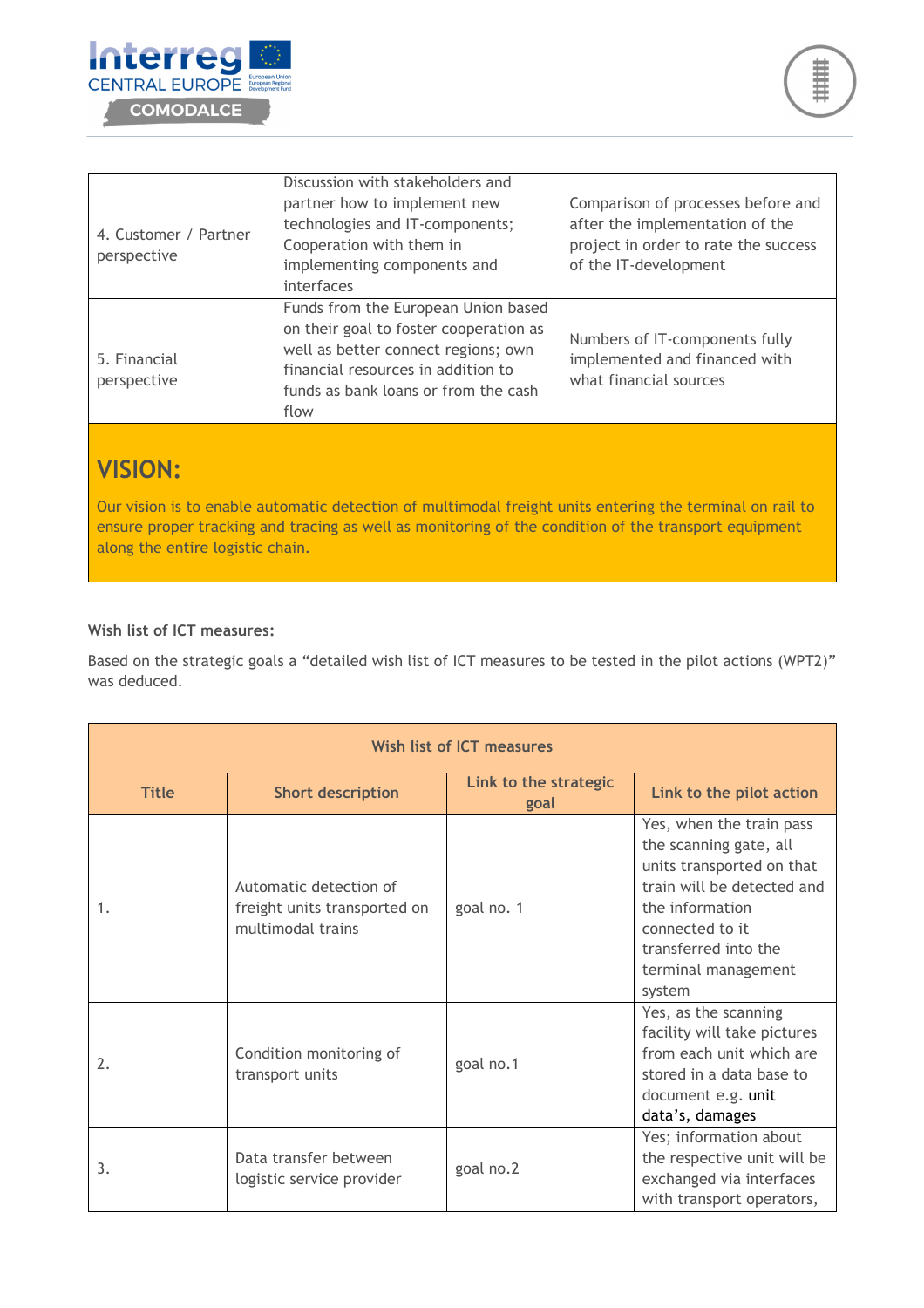| | | |
|---|---|---|
| 4. Customer / Partner perspective | Discussion with stakeholders and partner how to implement new technologies and IT-components; Cooperation with them in implementing components and interfaces | Comparison of processes before and after the implementation of the project in order to rate the success of the IT-development |
| 5. Financial perspective | Funds from the European Union based on their goal to foster cooperation as well as better connect regions; own financial resources in addition to funds as bank loans or from the cash flow | Numbers of IT-components fully implemented and financed with what financial sources |

## VISION:

Our vision is to enable automatic detection of multimodal freight units entering the terminal on rail to ensure proper tracking and tracing as well as monitoring of the condition of the transport equipment along the entire logistic chain.

**Wish list of ICT measures:**

Based on the strategic goals a "detailed wish list of ICT measures to be tested in the pilot actions (WPT2)" was deduced.

| Wish list of ICT measures | | | |
|---|---|---|---|
| **Title** | **Short description** | **Link to the strategic goal** | **Link to the pilot action** |
| 1. | Automatic detection of freight units transported on multimodal trains | goal no. 1 | Yes, when the train pass the scanning gate, all units transported on that train will be detected and the information connected to it transferred into the terminal management system |
| 2. | Condition monitoring of transport units | goal no.1 | Yes, as the scanning facility will take pictures from each unit which are stored in a data base to document e.g. unit data's, damages |
| 3. | Data transfer between logistic service provider | goal no.2 | Yes; information about the respective unit will be exchanged via interfaces with transport operators, |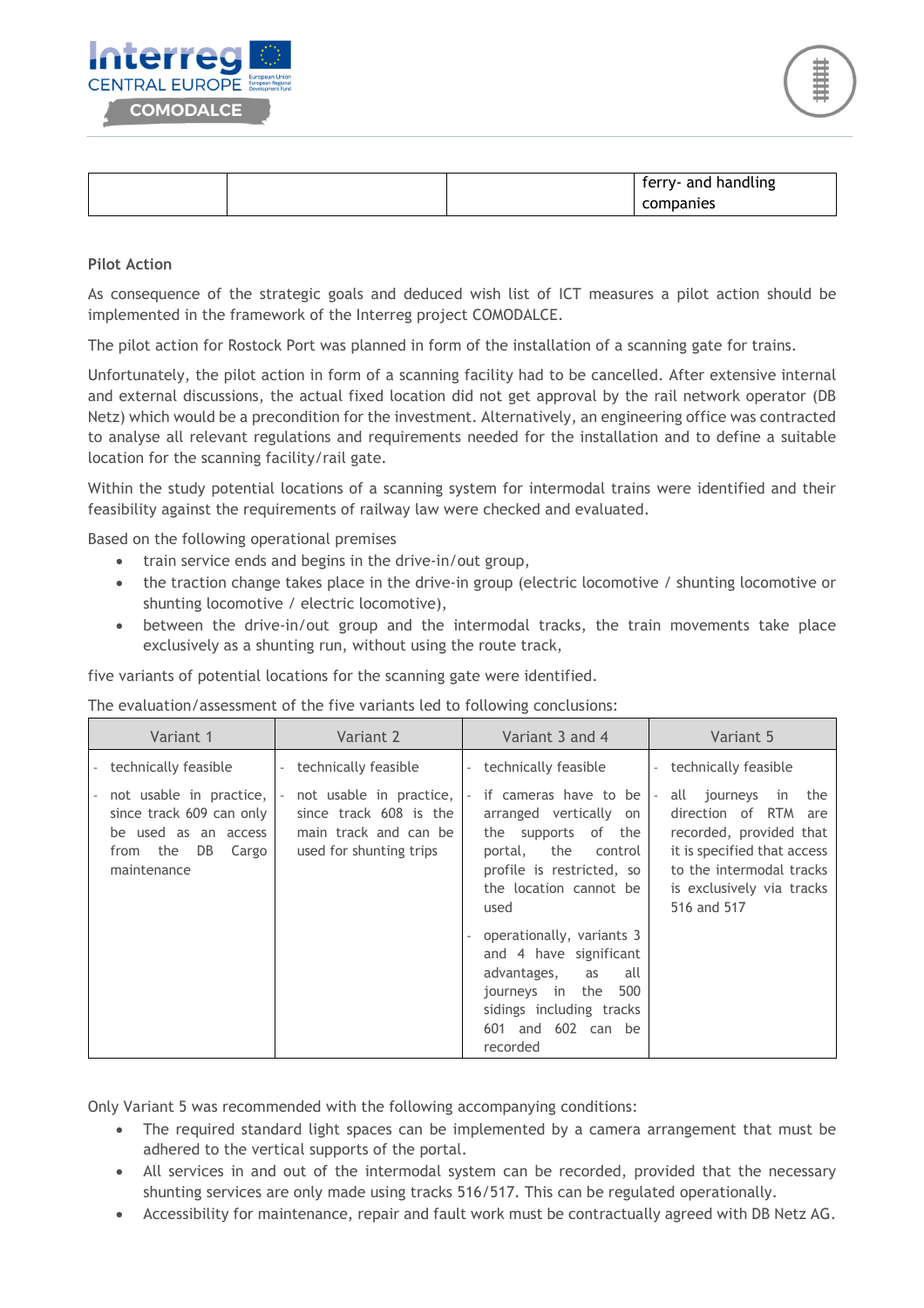| | | | ferry- and handling companies |
|---|---|---|---|

**Pilot Action**

As consequence of the strategic goals and deduced wish list of ICT measures a pilot action should be implemented in the framework of the Interreg project COMODALCE.

The pilot action for Rostock Port was planned in form of the installation of a scanning gate for trains.

Unfortunately, the pilot action in form of a scanning facility had to be cancelled. After extensive internal and external discussions, the actual fixed location did not get approval by the rail network operator (DB Netz) which would be a precondition for the investment. Alternatively, an engineering office was contracted to analyse all relevant regulations and requirements needed for the installation and to define a suitable location for the scanning facility/rail gate.

Within the study potential locations of a scanning system for intermodal trains were identified and their feasibility against the requirements of railway law were checked and evaluated.

Based on the following operational premises

- train service ends and begins in the drive-in/out group,
- the traction change takes place in the drive-in group (electric locomotive / shunting locomotive or shunting locomotive / electric locomotive),
- between the drive-in/out group and the intermodal tracks, the train movements take place exclusively as a shunting run, without using the route track,

five variants of potential locations for the scanning gate were identified.

The evaluation/assessment of the five variants led to following conclusions:

| Variant 1 | Variant 2 | Variant 3 and 4 | Variant 5 |
|---|---|---|---|
| - technically feasible<br>- not usable in practice, since track 609 can only be used as an access from the DB Cargo maintenance | - technically feasible<br>- not usable in practice, since track 608 is the main track and can be used for shunting trips | - technically feasible<br>- if cameras have to be arranged vertically on the supports of the portal, the control profile is restricted, so the location cannot be used<br>- operationally, variants 3 and 4 have significant advantages, as all journeys in the 500 sidings including tracks 601 and 602 can be recorded | - technically feasible<br>- all journeys in the direction of RTM are recorded, provided that it is specified that access to the intermodal tracks is exclusively via tracks 516 and 517 |

Only Variant 5 was recommended with the following accompanying conditions:

- The required standard light spaces can be implemented by a camera arrangement that must be adhered to the vertical supports of the portal.
- All services in and out of the intermodal system can be recorded, provided that the necessary shunting services are only made using tracks 516/517. This can be regulated operationally.
- Accessibility for maintenance, repair and fault work must be contractually agreed with DB Netz AG.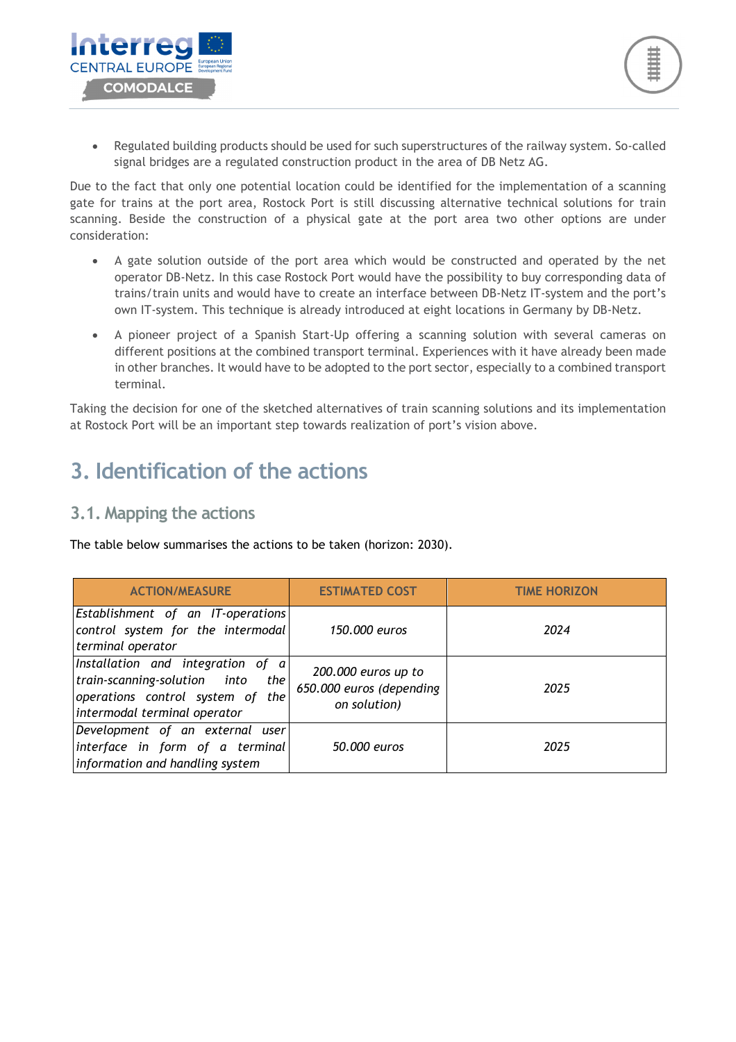- Regulated building products should be used for such superstructures of the railway system. So-called signal bridges are a regulated construction product in the area of DB Netz AG.

Due to the fact that only one potential location could be identified for the implementation of a scanning gate for trains at the port area, Rostock Port is still discussing alternative technical solutions for train scanning. Beside the construction of a physical gate at the port area two other options are under consideration:

- A gate solution outside of the port area which would be constructed and operated by the net operator DB-Netz. In this case Rostock Port would have the possibility to buy corresponding data of trains/train units and would have to create an interface between DB-Netz IT-system and the port's own IT-system. This technique is already introduced at eight locations in Germany by DB-Netz.
- A pioneer project of a Spanish Start-Up offering a scanning solution with several cameras on different positions at the combined transport terminal. Experiences with it have already been made in other branches. It would have to be adopted to the port sector, especially to a combined transport terminal.

Taking the decision for one of the sketched alternatives of train scanning solutions and its implementation at Rostock Port will be an important step towards realization of port's vision above.

# 3. Identification of the actions

## 3.1. Mapping the actions

The table below summarises the actions to be taken (horizon: 2030).

| ACTION/MEASURE | ESTIMATED COST | TIME HORIZON |
|---|---|---|
| *Establishment of an IT-operations control system for the intermodal terminal operator* | *150.000 euros* | *2024* |
| *Installation and integration of a train-scanning-solution into the operations control system of the intermodal terminal operator* | *200.000 euros up to 650.000 euros (depending on solution)* | *2025* |
| *Development of an external user interface in form of a terminal information and handling system* | *50.000 euros* | *2025* |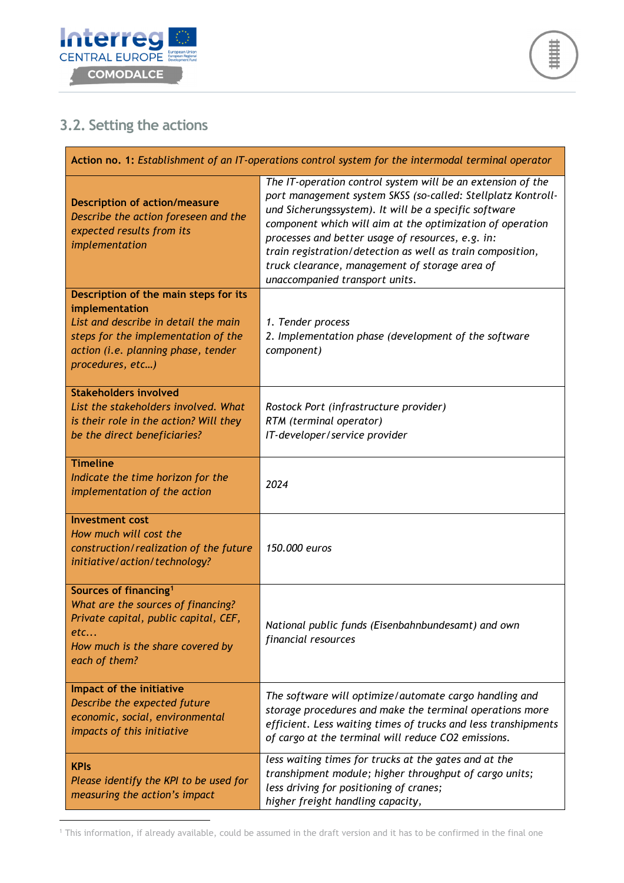## 3.2. Setting the actions

| **Action no. 1:** *Establishment of an IT-operations control system for the intermodal terminal operator* | |
|---|---|
| **Description of action/measure**<br>*Describe the action foreseen and the expected results from its implementation* | *The IT-operation control system will be an extension of the port management system SKSS (so-called: Stellplatz Kontroll- und Sicherungssystem). It will be a specific software component which will aim at the optimization of operation processes and better usage of resources, e.g. in:*<br>*train registration/detection as well as train composition, truck clearance, management of storage area of unaccompanied transport units.* |
| **Description of the main steps for its implementation**<br>*List and describe in detail the main steps for the implementation of the action (i.e. planning phase, tender procedures, etc…)* | *1. Tender process*<br>*2. Implementation phase (development of the software component)* |
| **Stakeholders involved**<br>*List the stakeholders involved. What is their role in the action? Will they be the direct beneficiaries?* | *Rostock Port (infrastructure provider)*<br>*RTM (terminal operator)*<br>*IT-developer/service provider* |
| **Timeline**<br>*Indicate the time horizon for the implementation of the action* | *2024* |
| **Investment cost**<br>*How much will cost the construction/realization of the future initiative/action/technology?* | *150.000 euros* |
| **Sources of financing**[1]<br>*What are the sources of financing? Private capital, public capital, CEF, etc...*<br>*How much is the share covered by each of them?* | *National public funds (Eisenbahnbundesamt) and own financial resources* |
| **Impact of the initiative**<br>*Describe the expected future economic, social, environmental impacts of this initiative* | *The software will optimize/automate cargo handling and storage procedures and make the terminal operations more efficient. Less waiting times of trucks and less transhipments of cargo at the terminal will reduce CO2 emissions.* |
| **KPIs**<br>*Please identify the KPI to be used for measuring the action's impact* | *less waiting times for trucks at the gates and at the transhipment module; higher throughput of cargo units;*<br>*less driving for positioning of cranes;*<br>*higher freight handling capacity,* |

[1] This information, if already available, could be assumed in the draft version and it has to be confirmed in the final one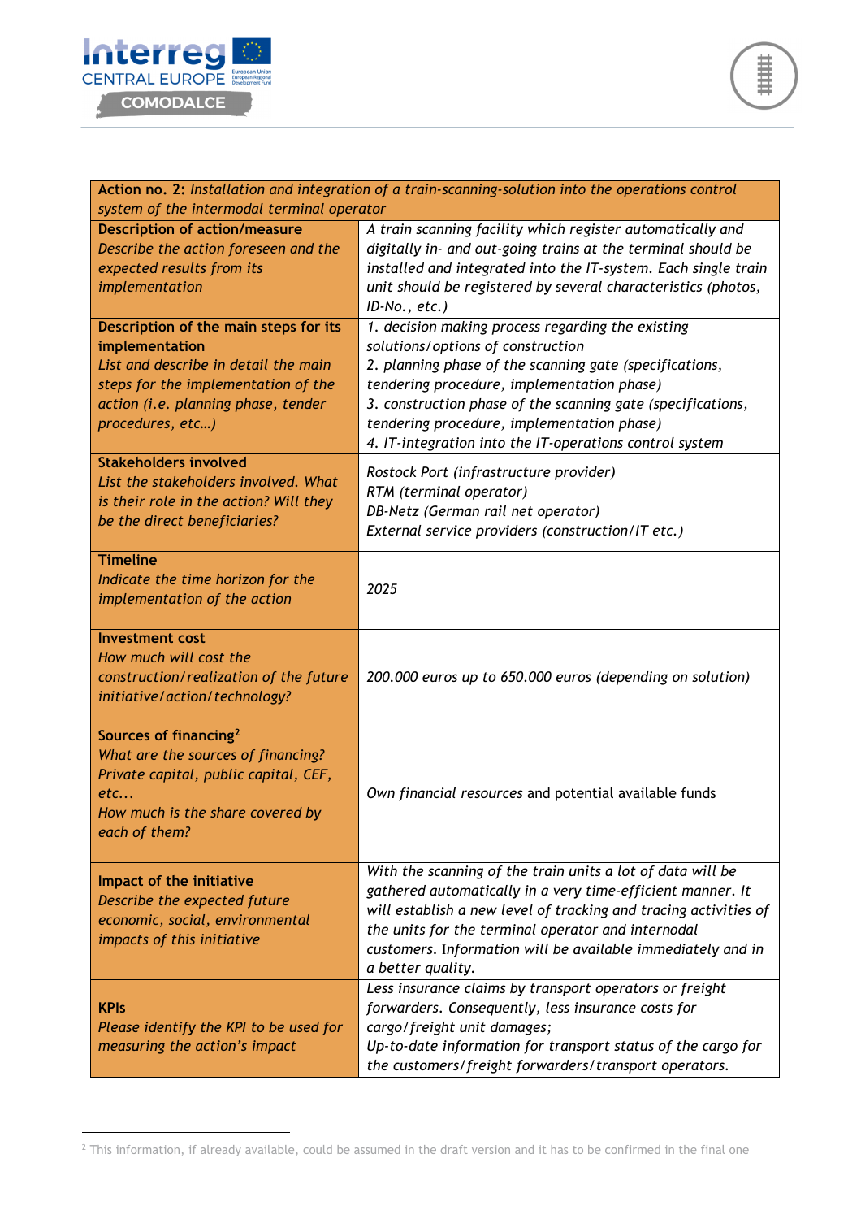| **Action no. 2:** *Installation and integration of a train-scanning-solution into the operations control system of the intermodal terminal operator* | |
|---|---|
| **Description of action/measure** *Describe the action foreseen and the expected results from its implementation* | *A train scanning facility which register automatically and digitally in- and out-going trains at the terminal should be installed and integrated into the IT-system. Each single train unit should be registered by several characteristics (photos, ID-No., etc.)* |
| **Description of the main steps for its implementation** *List and describe in detail the main steps for the implementation of the action (i.e. planning phase, tender procedures, etc…)* | *1. decision making process regarding the existing solutions/options of construction*<br>*2. planning phase of the scanning gate (specifications, tendering procedure, implementation phase)*<br>*3. construction phase of the scanning gate (specifications, tendering procedure, implementation phase)*<br>*4. IT-integration into the IT-operations control system* |
| **Stakeholders involved** *List the stakeholders involved. What is their role in the action? Will they be the direct beneficiaries?* | *Rostock Port (infrastructure provider)*<br>*RTM (terminal operator)*<br>*DB-Netz (German rail net operator)*<br>*External service providers (construction/IT etc.)* |
| **Timeline** *Indicate the time horizon for the implementation of the action* | *2025* |
| **Investment cost** *How much will cost the construction/realization of the future initiative/action/technology?* | *200.000 euros up to 650.000 euros (depending on solution)* |
| **Sources of financing**[2] *What are the sources of financing? Private capital, public capital, CEF, etc... How much is the share covered by each of them?* | *Own financial resources* and potential available funds |
| **Impact of the initiative** *Describe the expected future economic, social, environmental impacts of this initiative* | *With the scanning of the train units a lot of data will be gathered automatically in a very time-efficient manner. It will establish a new level of tracking and tracing activities of the units for the terminal operator and internodal customers. Information will be available immediately and in a better quality.* |
| **KPIs** *Please identify the KPI to be used for measuring the action's impact* | *Less insurance claims by transport operators or freight forwarders. Consequently, less insurance costs for cargo/freight unit damages;*<br>*Up-to-date information for transport status of the cargo for the customers/freight forwarders/transport operators.* |

[2] This information, if already available, could be assumed in the draft version and it has to be confirmed in the final one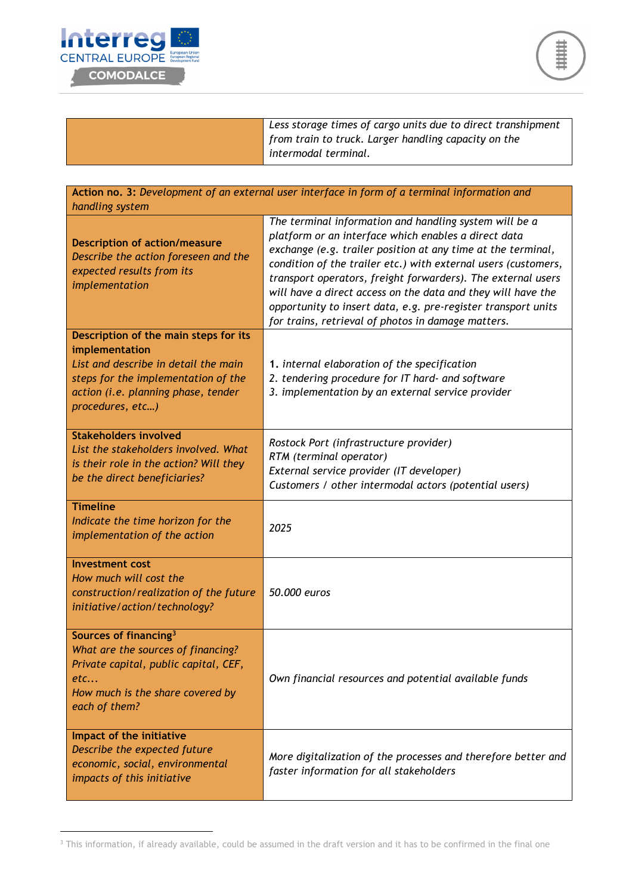| | |
|---|---|
| | *Less storage times of cargo units due to direct transhipment from train to truck. Larger handling capacity on the intermodal terminal.* |

| **Action no. 3:** *Development of an external user interface in form of a terminal information and handling system* | |
|---|---|
| **Description of action/measure** *Describe the action foreseen and the expected results from its implementation* | *The terminal information and handling system will be a platform or an interface which enables a direct data exchange (e.g. trailer position at any time at the terminal, condition of the trailer etc.) with external users (customers, transport operators, freight forwarders). The external users will have a direct access on the data and they will have the opportunity to insert data, e.g. pre-register transport units for trains, retrieval of photos in damage matters.* |
| **Description of the main steps for its implementation** *List and describe in detail the main steps for the implementation of the action (i.e. planning phase, tender procedures, etc…)* | **1.** *internal elaboration of the specification*<br>*2. tendering procedure for IT hard- and software*<br>*3. implementation by an external service provider* |
| **Stakeholders involved** *List the stakeholders involved. What is their role in the action? Will they be the direct beneficiaries?* | *Rostock Port (infrastructure provider)*<br>*RTM (terminal operator)*<br>*External service provider (IT developer)*<br>*Customers / other intermodal actors (potential users)* |
| **Timeline** *Indicate the time horizon for the implementation of the action* | *2025* |
| **Investment cost** *How much will cost the construction/realization of the future initiative/action/technology?* | *50.000 euros* |
| **Sources of financing**[3] *What are the sources of financing? Private capital, public capital, CEF, etc…* *How much is the share covered by each of them?* | *Own financial resources and potential available funds* |
| **Impact of the initiative** *Describe the expected future economic, social, environmental impacts of this initiative* | *More digitalization of the processes and therefore better and faster information for all stakeholders* |

[3] This information, if already available, could be assumed in the draft version and it has to be confirmed in the final one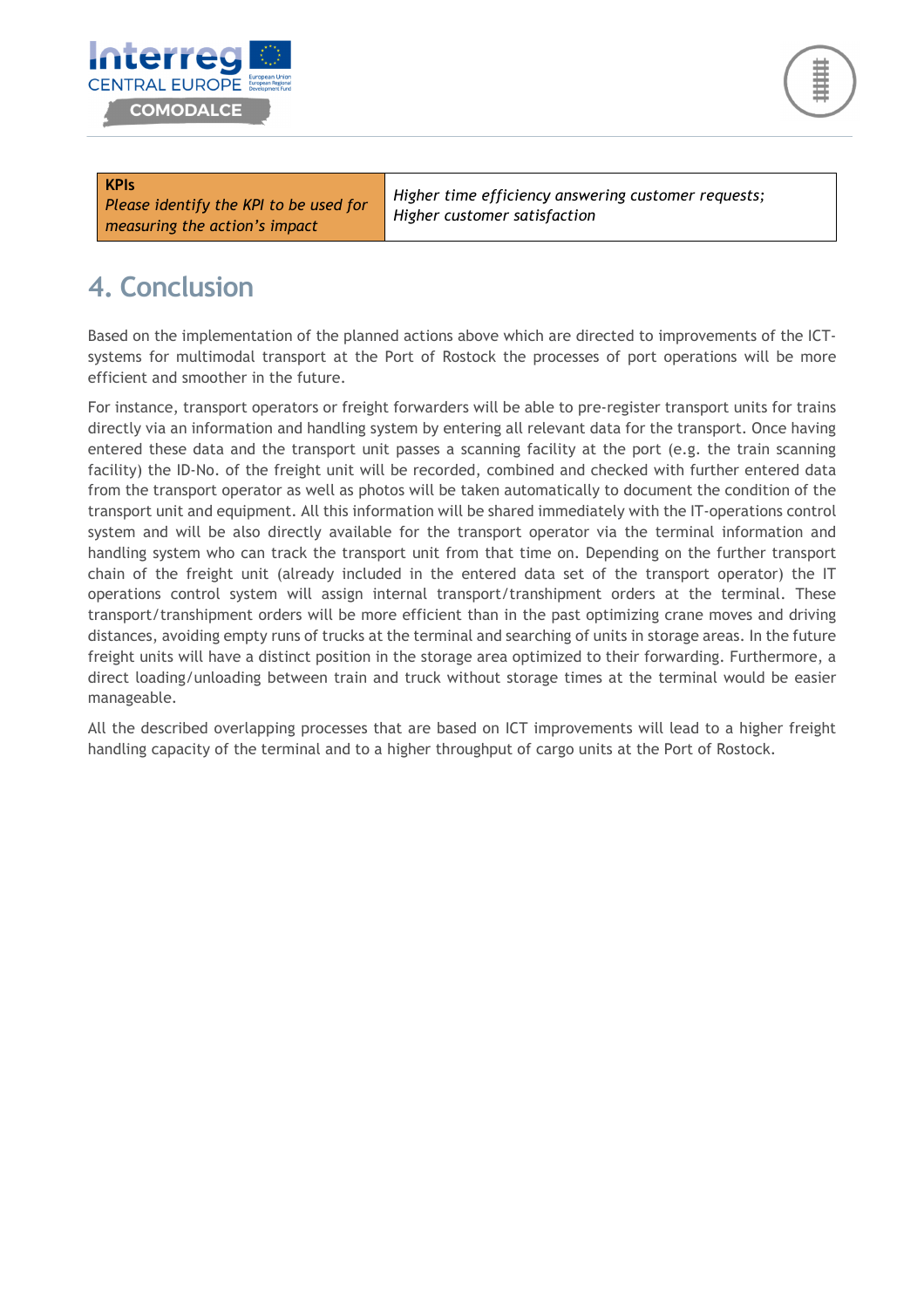| | |
|---|---|
| **KPIs**<br>*Please identify the KPI to be used for measuring the action's impact* | *Higher time efficiency answering customer requests;*<br>*Higher customer satisfaction* |

# 4. Conclusion

Based on the implementation of the planned actions above which are directed to improvements of the ICT-systems for multimodal transport at the Port of Rostock the processes of port operations will be more efficient and smoother in the future.

For instance, transport operators or freight forwarders will be able to pre-register transport units for trains directly via an information and handling system by entering all relevant data for the transport. Once having entered these data and the transport unit passes a scanning facility at the port (e.g. the train scanning facility) the ID-No. of the freight unit will be recorded, combined and checked with further entered data from the transport operator as well as photos will be taken automatically to document the condition of the transport unit and equipment. All this information will be shared immediately with the IT-operations control system and will be also directly available for the transport operator via the terminal information and handling system who can track the transport unit from that time on. Depending on the further transport chain of the freight unit (already included in the entered data set of the transport operator) the IT operations control system will assign internal transport/transhipment orders at the terminal. These transport/transhipment orders will be more efficient than in the past optimizing crane moves and driving distances, avoiding empty runs of trucks at the terminal and searching of units in storage areas. In the future freight units will have a distinct position in the storage area optimized to their forwarding. Furthermore, a direct loading/unloading between train and truck without storage times at the terminal would be easier manageable.

All the described overlapping processes that are based on ICT improvements will lead to a higher freight handling capacity of the terminal and to a higher throughput of cargo units at the Port of Rostock.